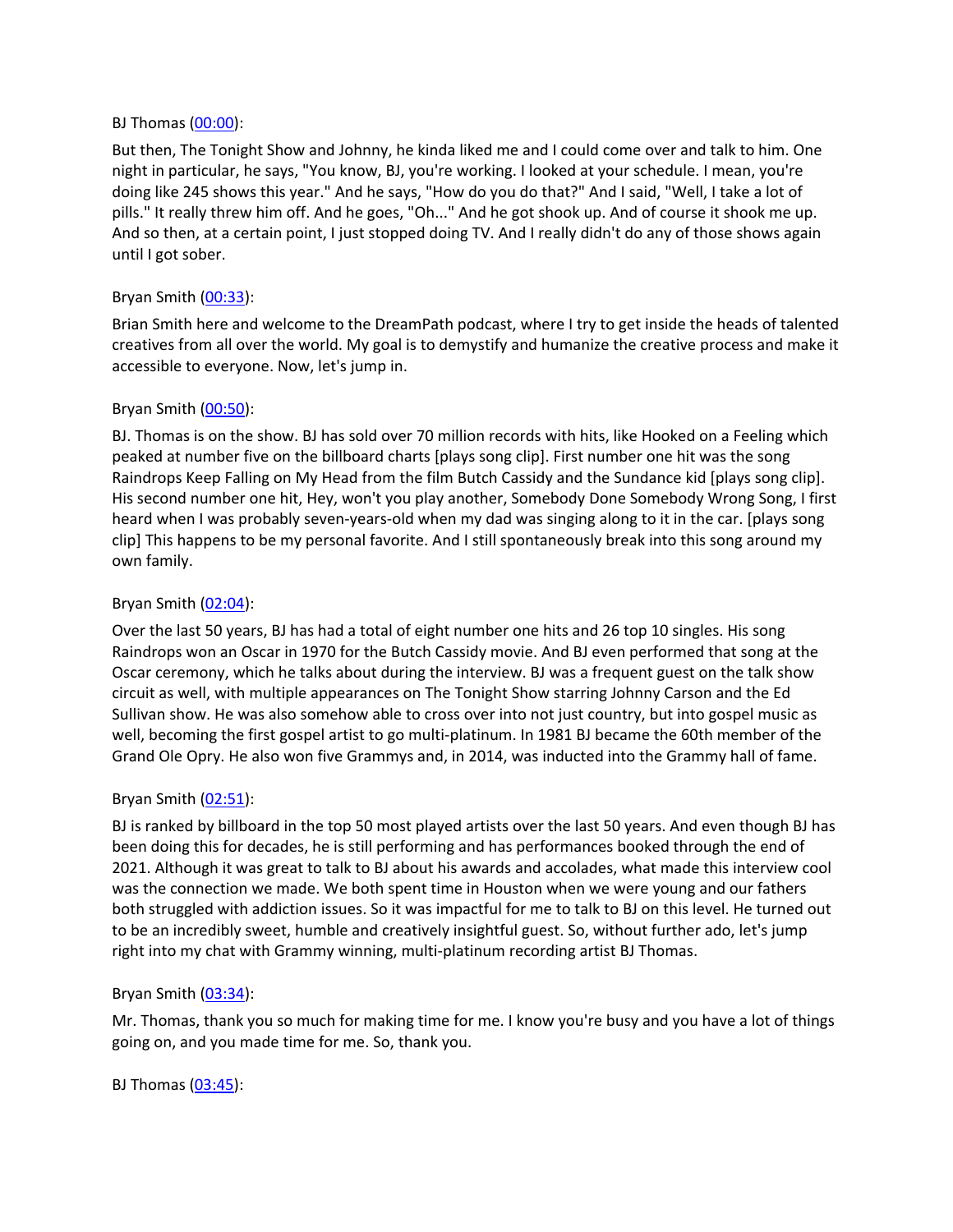BJ Thomas ([00:00](#)):

But then, The Tonight Show and Johnny, he kinda liked me and I could come over and talk to him. One night in particular, he says, "You know, BJ, you're working. I looked at your schedule. I mean, you're doing like 245 shows this year." And he says, "How do you do that?" And I said, "Well, I take a lot of pills." It really threw him off. And he goes, "Oh..." And he got shook up. And of course it shook me up. And so then, at a certain point, I just stopped doing TV. And I really didn't do any of those shows again until I got sober.

Bryan Smith ([00:33](#)):

Brian Smith here and welcome to the DreamPath podcast, where I try to get inside the heads of talented creatives from all over the world. My goal is to demystify and humanize the creative process and make it accessible to everyone. Now, let's jump in.

Bryan Smith ([00:50](#)):

BJ. Thomas is on the show. BJ has sold over 70 million records with hits, like Hooked on a Feeling which peaked at number five on the billboard charts [plays song clip]. First number one hit was the song Raindrops Keep Falling on My Head from the film Butch Cassidy and the Sundance kid [plays song clip]. His second number one hit, Hey, won't you play another, Somebody Done Somebody Wrong Song, I first heard when I was probably seven-years-old when my dad was singing along to it in the car. [plays song clip] This happens to be my personal favorite. And I still spontaneously break into this song around my own family.

Bryan Smith ([02:04](#)):

Over the last 50 years, BJ has had a total of eight number one hits and 26 top 10 singles. His song Raindrops won an Oscar in 1970 for the Butch Cassidy movie. And BJ even performed that song at the Oscar ceremony, which he talks about during the interview. BJ was a frequent guest on the talk show circuit as well, with multiple appearances on The Tonight Show starring Johnny Carson and the Ed Sullivan show. He was also somehow able to cross over into not just country, but into gospel music as well, becoming the first gospel artist to go multi-platinum. In 1981 BJ became the 60th member of the Grand Ole Opry. He also won five Grammys and, in 2014, was inducted into the Grammy hall of fame.

Bryan Smith ([02:51](#)):

BJ is ranked by billboard in the top 50 most played artists over the last 50 years. And even though BJ has been doing this for decades, he is still performing and has performances booked through the end of 2021. Although it was great to talk to BJ about his awards and accolades, what made this interview cool was the connection we made. We both spent time in Houston when we were young and our fathers both struggled with addiction issues. So it was impactful for me to talk to BJ on this level. He turned out to be an incredibly sweet, humble and creatively insightful guest. So, without further ado, let's jump right into my chat with Grammy winning, multi-platinum recording artist BJ Thomas.

Bryan Smith ([03:34](#)):

Mr. Thomas, thank you so much for making time for me. I know you're busy and you have a lot of things going on, and you made time for me. So, thank you.

BJ Thomas ([03:45](#)):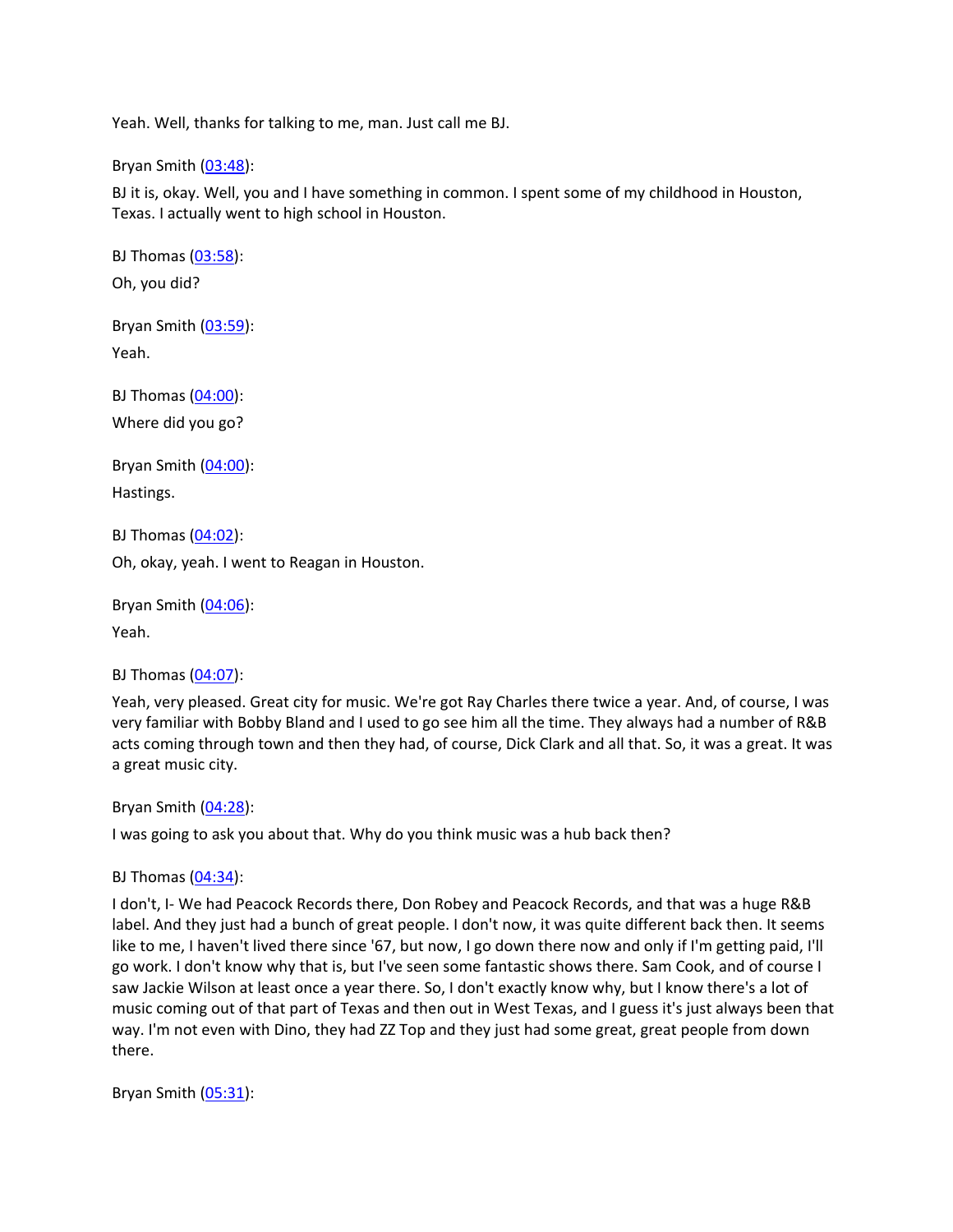Yeah. Well, thanks for talking to me, man. Just call me BJ.

Bryan Smith ([03:48](#)):

BJ it is, okay. Well, you and I have something in common. I spent some of my childhood in Houston, Texas. I actually went to high school in Houston.

BJ Thomas ([03:58](#)):

Oh, you did?

Bryan Smith ([03:59](#)):

Yeah.

BJ Thomas ([04:00](#)):

Where did you go?

Bryan Smith ([04:00](#)):

Hastings.

BJ Thomas ([04:02](#)):

Oh, okay, yeah. I went to Reagan in Houston.

Bryan Smith ([04:06](#)):

Yeah.

BJ Thomas ([04:07](#)):

Yeah, very pleased. Great city for music. We're got Ray Charles there twice a year. And, of course, I was very familiar with Bobby Bland and I used to go see him all the time. They always had a number of R&B acts coming through town and then they had, of course, Dick Clark and all that. So, it was a great. It was a great music city.

Bryan Smith ([04:28](#)):

I was going to ask you about that. Why do you think music was a hub back then?

BJ Thomas ([04:34](#)):

I don't, I- We had Peacock Records there, Don Robey and Peacock Records, and that was a huge R&B label. And they just had a bunch of great people. I don't now, it was quite different back then. It seems like to me, I haven't lived there since '67, but now, I go down there now and only if I'm getting paid, I'll go work. I don't know why that is, but I've seen some fantastic shows there. Sam Cook, and of course I saw Jackie Wilson at least once a year there. So, I don't exactly know why, but I know there's a lot of music coming out of that part of Texas and then out in West Texas, and I guess it's just always been that way. I'm not even with Dino, they had ZZ Top and they just had some great, great people from down there.

Bryan Smith ([05:31](#)):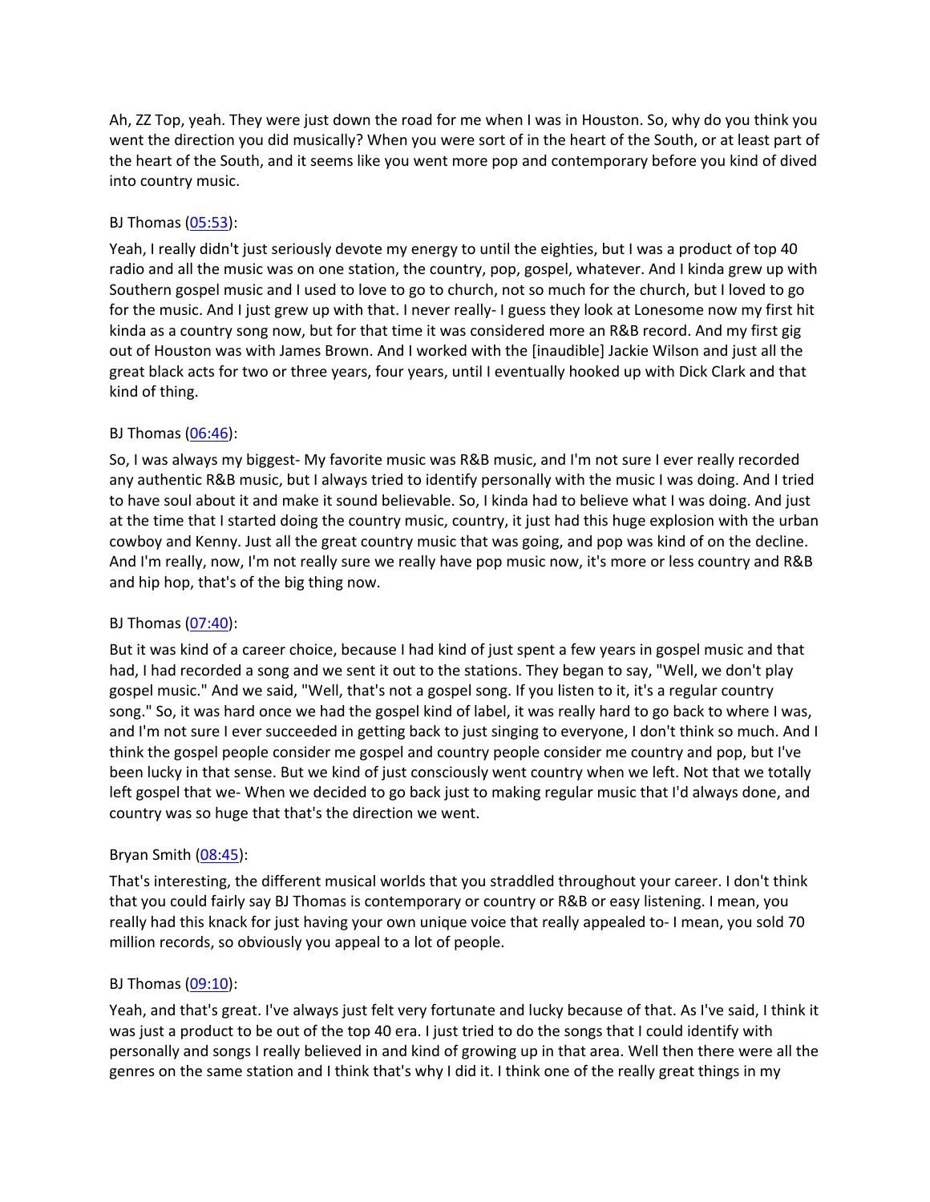Ah, ZZ Top, yeah. They were just down the road for me when I was in Houston. So, why do you think you went the direction you did musically? When you were sort of in the heart of the South, or at least part of the heart of the South, and it seems like you went more pop and contemporary before you kind of dived into country music.

BJ Thomas (05:53):

Yeah, I really didn't just seriously devote my energy to until the eighties, but I was a product of top 40 radio and all the music was on one station, the country, pop, gospel, whatever. And I kinda grew up with Southern gospel music and I used to love to go to church, not so much for the church, but I loved to go for the music. And I just grew up with that. I never really- I guess they look at Lonesome now my first hit kinda as a country song now, but for that time it was considered more an R&B record. And my first gig out of Houston was with James Brown. And I worked with the [inaudible] Jackie Wilson and just all the great black acts for two or three years, four years, until I eventually hooked up with Dick Clark and that kind of thing.

BJ Thomas (06:46):

So, I was always my biggest- My favorite music was R&B music, and I'm not sure I ever really recorded any authentic R&B music, but I always tried to identify personally with the music I was doing. And I tried to have soul about it and make it sound believable. So, I kinda had to believe what I was doing. And just at the time that I started doing the country music, country, it just had this huge explosion with the urban cowboy and Kenny. Just all the great country music that was going, and pop was kind of on the decline. And I'm really, now, I'm not really sure we really have pop music now, it's more or less country and R&B and hip hop, that's of the big thing now.

BJ Thomas (07:40):

But it was kind of a career choice, because I had kind of just spent a few years in gospel music and that had, I had recorded a song and we sent it out to the stations. They began to say, "Well, we don't play gospel music." And we said, "Well, that's not a gospel song. If you listen to it, it's a regular country song." So, it was hard once we had the gospel kind of label, it was really hard to go back to where I was, and I'm not sure I ever succeeded in getting back to just singing to everyone, I don't think so much. And I think the gospel people consider me gospel and country people consider me country and pop, but I've been lucky in that sense. But we kind of just consciously went country when we left. Not that we totally left gospel that we- When we decided to go back just to making regular music that I'd always done, and country was so huge that that's the direction we went.

Bryan Smith (08:45):

That's interesting, the different musical worlds that you straddled throughout your career. I don't think that you could fairly say BJ Thomas is contemporary or country or R&B or easy listening. I mean, you really had this knack for just having your own unique voice that really appealed to- I mean, you sold 70 million records, so obviously you appeal to a lot of people.

BJ Thomas (09:10):

Yeah, and that's great. I've always just felt very fortunate and lucky because of that. As I've said, I think it was just a product to be out of the top 40 era. I just tried to do the songs that I could identify with personally and songs I really believed in and kind of growing up in that area. Well then there were all the genres on the same station and I think that's why I did it. I think one of the really great things in my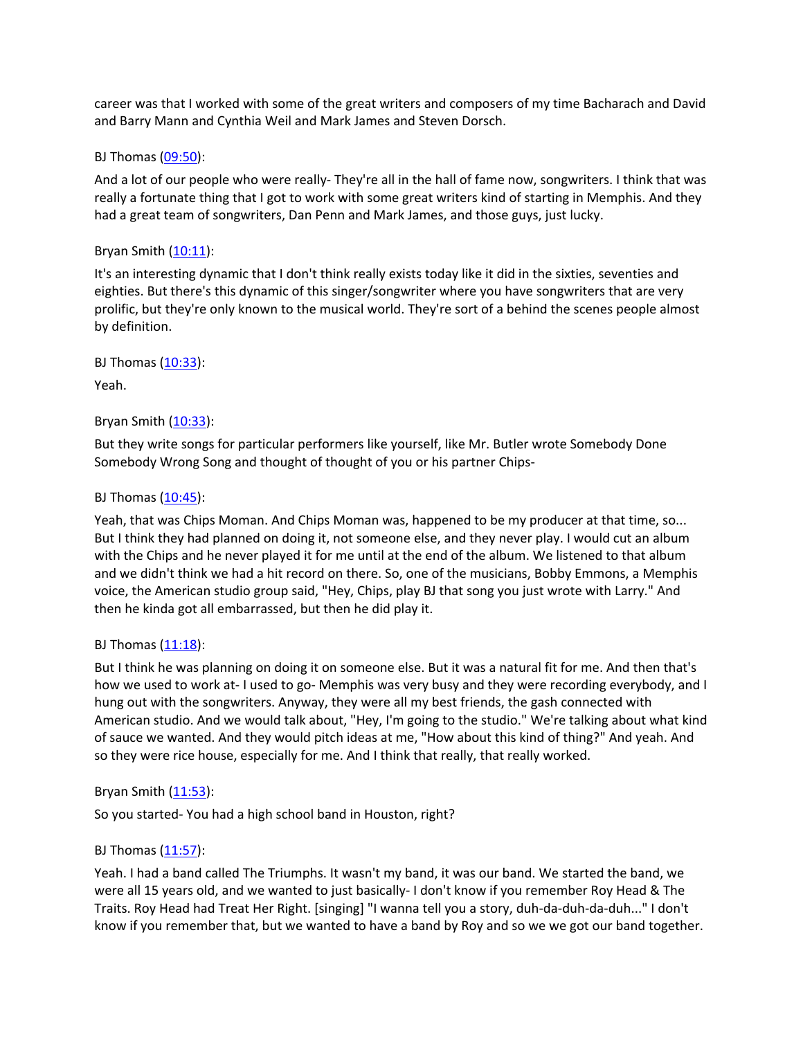career was that I worked with some of the great writers and composers of my time Bacharach and David and Barry Mann and Cynthia Weil and Mark James and Steven Dorsch.

BJ Thomas (09:50):

And a lot of our people who were really- They're all in the hall of fame now, songwriters. I think that was really a fortunate thing that I got to work with some great writers kind of starting in Memphis. And they had a great team of songwriters, Dan Penn and Mark James, and those guys, just lucky.

Bryan Smith (10:11):

It's an interesting dynamic that I don't think really exists today like it did in the sixties, seventies and eighties. But there's this dynamic of this singer/songwriter where you have songwriters that are very prolific, but they're only known to the musical world. They're sort of a behind the scenes people almost by definition.

BJ Thomas (10:33):

Yeah.

Bryan Smith (10:33):

But they write songs for particular performers like yourself, like Mr. Butler wrote Somebody Done Somebody Wrong Song and thought of thought of you or his partner Chips-

BJ Thomas (10:45):

Yeah, that was Chips Moman. And Chips Moman was, happened to be my producer at that time, so... But I think they had planned on doing it, not someone else, and they never play. I would cut an album with the Chips and he never played it for me until at the end of the album. We listened to that album and we didn't think we had a hit record on there. So, one of the musicians, Bobby Emmons, a Memphis voice, the American studio group said, "Hey, Chips, play BJ that song you just wrote with Larry." And then he kinda got all embarrassed, but then he did play it.

BJ Thomas (11:18):

But I think he was planning on doing it on someone else. But it was a natural fit for me. And then that's how we used to work at- I used to go- Memphis was very busy and they were recording everybody, and I hung out with the songwriters. Anyway, they were all my best friends, the gash connected with American studio. And we would talk about, "Hey, I'm going to the studio." We're talking about what kind of sauce we wanted. And they would pitch ideas at me, "How about this kind of thing?" And yeah. And so they were rice house, especially for me. And I think that really, that really worked.

Bryan Smith (11:53):

So you started- You had a high school band in Houston, right?

BJ Thomas (11:57):

Yeah. I had a band called The Triumphs. It wasn't my band, it was our band. We started the band, we were all 15 years old, and we wanted to just basically- I don't know if you remember Roy Head & The Traits. Roy Head had Treat Her Right. [singing] "I wanna tell you a story, duh-da-duh-da-duh..." I don't know if you remember that, but we wanted to have a band by Roy and so we we got our band together.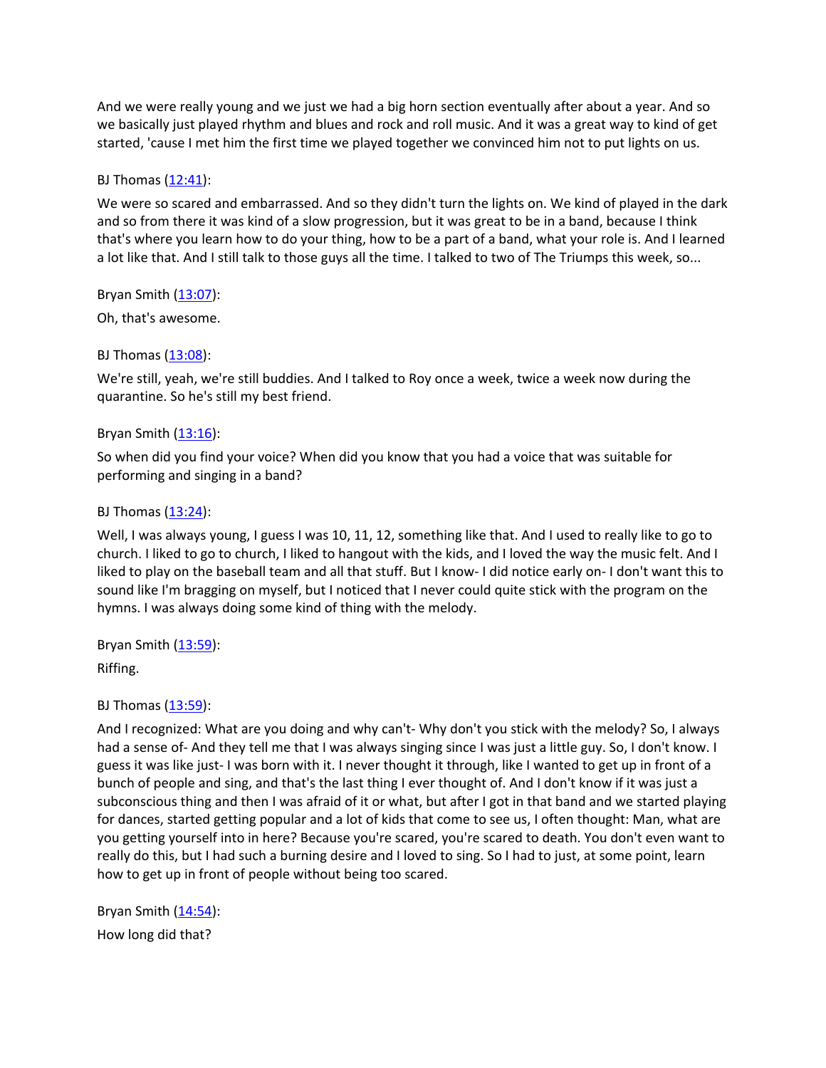And we were really young and we just we had a big horn section eventually after about a year. And so we basically just played rhythm and blues and rock and roll music. And it was a great way to kind of get started, 'cause I met him the first time we played together we convinced him not to put lights on us.

BJ Thomas ([12:41](#)):

We were so scared and embarrassed. And so they didn't turn the lights on. We kind of played in the dark and so from there it was kind of a slow progression, but it was great to be in a band, because I think that's where you learn how to do your thing, how to be a part of a band, what your role is. And I learned a lot like that. And I still talk to those guys all the time. I talked to two of The Triumps this week, so...

Bryan Smith ([13:07](#)):

Oh, that's awesome.

BJ Thomas ([13:08](#)):

We're still, yeah, we're still buddies. And I talked to Roy once a week, twice a week now during the quarantine. So he's still my best friend.

Bryan Smith ([13:16](#)):

So when did you find your voice? When did you know that you had a voice that was suitable for performing and singing in a band?

BJ Thomas ([13:24](#)):

Well, I was always young, I guess I was 10, 11, 12, something like that. And I used to really like to go to church. I liked to go to church, I liked to hangout with the kids, and I loved the way the music felt. And I liked to play on the baseball team and all that stuff. But I know- I did notice early on- I don't want this to sound like I'm bragging on myself, but I noticed that I never could quite stick with the program on the hymns. I was always doing some kind of thing with the melody.

Bryan Smith ([13:59](#)):

Riffing.

BJ Thomas ([13:59](#)):

And I recognized: What are you doing and why can't- Why don't you stick with the melody? So, I always had a sense of- And they tell me that I was always singing since I was just a little guy. So, I don't know. I guess it was like just- I was born with it. I never thought it through, like I wanted to get up in front of a bunch of people and sing, and that's the last thing I ever thought of. And I don't know if it was just a subconscious thing and then I was afraid of it or what, but after I got in that band and we started playing for dances, started getting popular and a lot of kids that come to see us, I often thought: Man, what are you getting yourself into in here? Because you're scared, you're scared to death. You don't even want to really do this, but I had such a burning desire and I loved to sing. So I had to just, at some point, learn how to get up in front of people without being too scared.

Bryan Smith ([14:54](#)):

How long did that?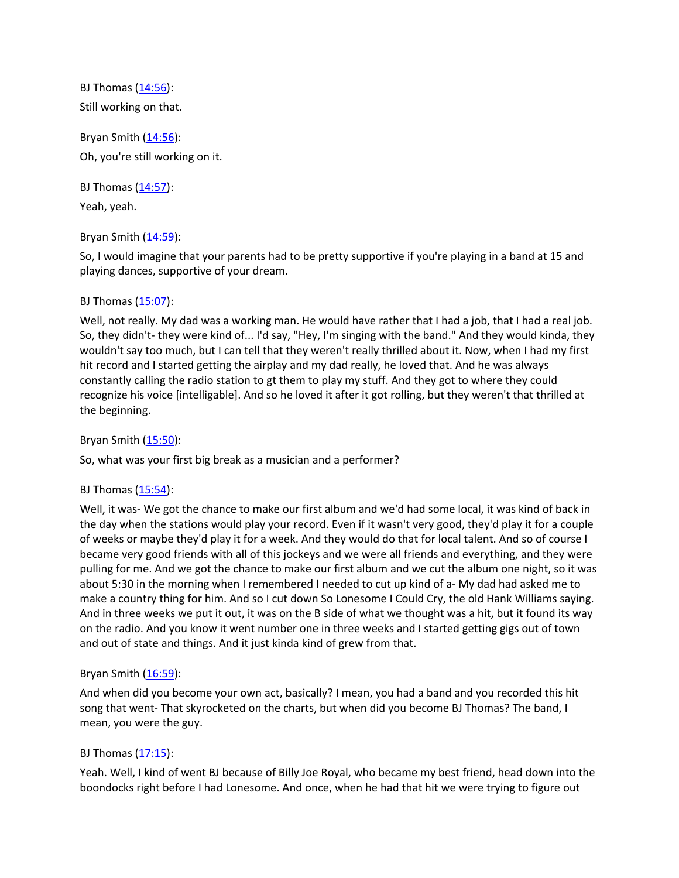BJ Thomas ([14:56](#)):

Still working on that.

Bryan Smith ([14:56](#)):

Oh, you're still working on it.

BJ Thomas ([14:57](#)):

Yeah, yeah.

Bryan Smith ([14:59](#)):

So, I would imagine that your parents had to be pretty supportive if you're playing in a band at 15 and playing dances, supportive of your dream.

BJ Thomas ([15:07](#)):

Well, not really. My dad was a working man. He would have rather that I had a job, that I had a real job. So, they didn't- they were kind of... I'd say, "Hey, I'm singing with the band." And they would kinda, they wouldn't say too much, but I can tell that they weren't really thrilled about it. Now, when I had my first hit record and I started getting the airplay and my dad really, he loved that. And he was always constantly calling the radio station to gt them to play my stuff. And they got to where they could recognize his voice [intelligable]. And so he loved it after it got rolling, but they weren't that thrilled at the beginning.

Bryan Smith ([15:50](#)):

So, what was your first big break as a musician and a performer?

BJ Thomas ([15:54](#)):

Well, it was- We got the chance to make our first album and we'd had some local, it was kind of back in the day when the stations would play your record. Even if it wasn't very good, they'd play it for a couple of weeks or maybe they'd play it for a week. And they would do that for local talent. And so of course I became very good friends with all of this jockeys and we were all friends and everything, and they were pulling for me. And we got the chance to make our first album and we cut the album one night, so it was about 5:30 in the morning when I remembered I needed to cut up kind of a- My dad had asked me to make a country thing for him. And so I cut down So Lonesome I Could Cry, the old Hank Williams saying. And in three weeks we put it out, it was on the B side of what we thought was a hit, but it found its way on the radio. And you know it went number one in three weeks and I started getting gigs out of town and out of state and things. And it just kinda kind of grew from that.

Bryan Smith ([16:59](#)):

And when did you become your own act, basically? I mean, you had a band and you recorded this hit song that went- That skyrocketed on the charts, but when did you become BJ Thomas? The band, I mean, you were the guy.

BJ Thomas ([17:15](#)):

Yeah. Well, I kind of went BJ because of Billy Joe Royal, who became my best friend, head down into the boondocks right before I had Lonesome. And once, when he had that hit we were trying to figure out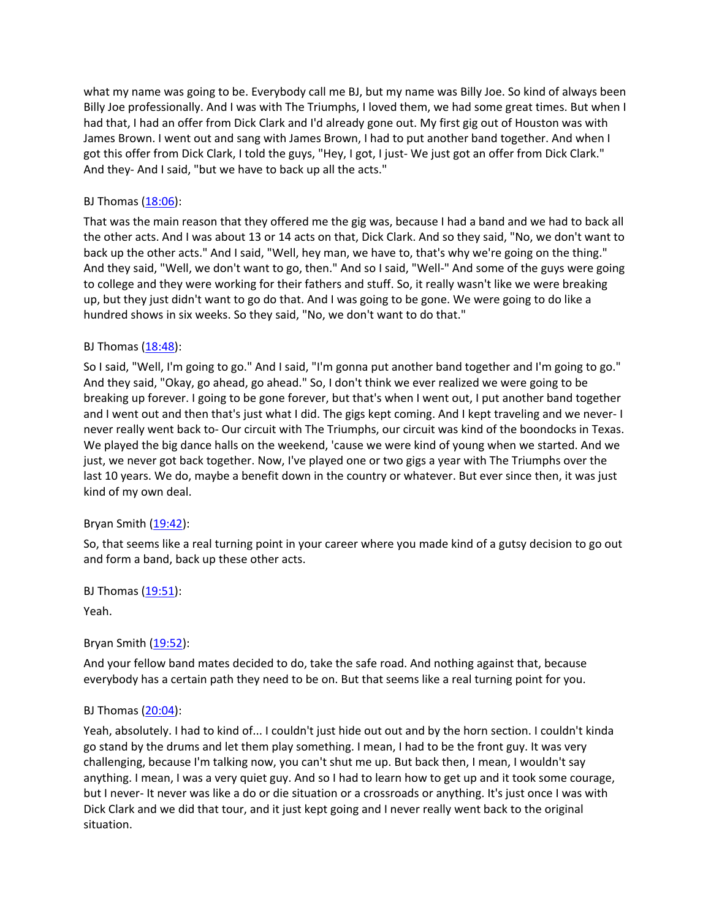what my name was going to be. Everybody call me BJ, but my name was Billy Joe. So kind of always been Billy Joe professionally. And I was with The Triumphs, I loved them, we had some great times. But when I had that, I had an offer from Dick Clark and I'd already gone out. My first gig out of Houston was with James Brown. I went out and sang with James Brown, I had to put another band together. And when I got this offer from Dick Clark, I told the guys, "Hey, I got, I just- We just got an offer from Dick Clark." And they- And I said, "but we have to back up all the acts."

BJ Thomas (18:06):

That was the main reason that they offered me the gig was, because I had a band and we had to back all the other acts. And I was about 13 or 14 acts on that, Dick Clark. And so they said, "No, we don't want to back up the other acts." And I said, "Well, hey man, we have to, that's why we're going on the thing." And they said, "Well, we don't want to go, then." And so I said, "Well-" And some of the guys were going to college and they were working for their fathers and stuff. So, it really wasn't like we were breaking up, but they just didn't want to go do that. And I was going to be gone. We were going to do like a hundred shows in six weeks. So they said, "No, we don't want to do that."

BJ Thomas (18:48):

So I said, "Well, I'm going to go." And I said, "I'm gonna put another band together and I'm going to go." And they said, "Okay, go ahead, go ahead." So, I don't think we ever realized we were going to be breaking up forever. I going to be gone forever, but that's when I went out, I put another band together and I went out and then that's just what I did. The gigs kept coming. And I kept traveling and we never- I never really went back to- Our circuit with The Triumphs, our circuit was kind of the boondocks in Texas. We played the big dance halls on the weekend, 'cause we were kind of young when we started. And we just, we never got back together. Now, I've played one or two gigs a year with The Triumphs over the last 10 years. We do, maybe a benefit down in the country or whatever. But ever since then, it was just kind of my own deal.

Bryan Smith (19:42):

So, that seems like a real turning point in your career where you made kind of a gutsy decision to go out and form a band, back up these other acts.

BJ Thomas (19:51):

Yeah.

Bryan Smith (19:52):

And your fellow band mates decided to do, take the safe road. And nothing against that, because everybody has a certain path they need to be on. But that seems like a real turning point for you.

BJ Thomas (20:04):

Yeah, absolutely. I had to kind of... I couldn't just hide out out and by the horn section. I couldn't kinda go stand by the drums and let them play something. I mean, I had to be the front guy. It was very challenging, because I'm talking now, you can't shut me up. But back then, I mean, I wouldn't say anything. I mean, I was a very quiet guy. And so I had to learn how to get up and it took some courage, but I never- It never was like a do or die situation or a crossroads or anything. It's just once I was with Dick Clark and we did that tour, and it just kept going and I never really went back to the original situation.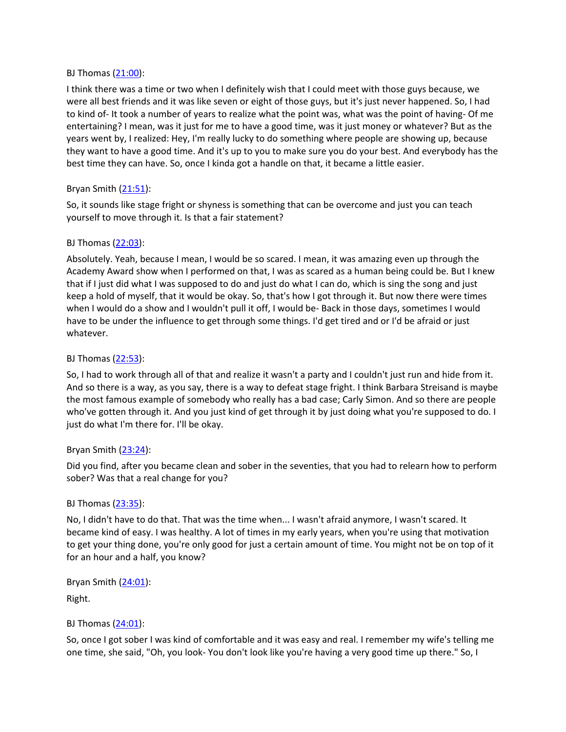BJ Thomas ([21:00](#)):

I think there was a time or two when I definitely wish that I could meet with those guys because, we were all best friends and it was like seven or eight of those guys, but it's just never happened. So, I had to kind of- It took a number of years to realize what the point was, what was the point of having- Of me entertaining? I mean, was it just for me to have a good time, was it just money or whatever? But as the years went by, I realized: Hey, I'm really lucky to do something where people are showing up, because they want to have a good time. And it's up to you to make sure you do your best. And everybody has the best time they can have. So, once I kinda got a handle on that, it became a little easier.

Bryan Smith ([21:51](#)):

So, it sounds like stage fright or shyness is something that can be overcome and just you can teach yourself to move through it. Is that a fair statement?

BJ Thomas ([22:03](#)):

Absolutely. Yeah, because I mean, I would be so scared. I mean, it was amazing even up through the Academy Award show when I performed on that, I was as scared as a human being could be. But I knew that if I just did what I was supposed to do and just do what I can do, which is sing the song and just keep a hold of myself, that it would be okay. So, that's how I got through it. But now there were times when I would do a show and I wouldn't pull it off, I would be- Back in those days, sometimes I would have to be under the influence to get through some things. I'd get tired and or I'd be afraid or just whatever.

BJ Thomas ([22:53](#)):

So, I had to work through all of that and realize it wasn't a party and I couldn't just run and hide from it. And so there is a way, as you say, there is a way to defeat stage fright. I think Barbara Streisand is maybe the most famous example of somebody who really has a bad case; Carly Simon. And so there are people who've gotten through it. And you just kind of get through it by just doing what you're supposed to do. I just do what I'm there for. I'll be okay.

Bryan Smith ([23:24](#)):

Did you find, after you became clean and sober in the seventies, that you had to relearn how to perform sober? Was that a real change for you?

BJ Thomas ([23:35](#)):

No, I didn't have to do that. That was the time when... I wasn't afraid anymore, I wasn't scared. It became kind of easy. I was healthy. A lot of times in my early years, when you're using that motivation to get your thing done, you're only good for just a certain amount of time. You might not be on top of it for an hour and a half, you know?

Bryan Smith ([24:01](#)):

Right.

BJ Thomas ([24:01](#)):

So, once I got sober I was kind of comfortable and it was easy and real. I remember my wife's telling me one time, she said, "Oh, you look- You don't look like you're having a very good time up there." So, I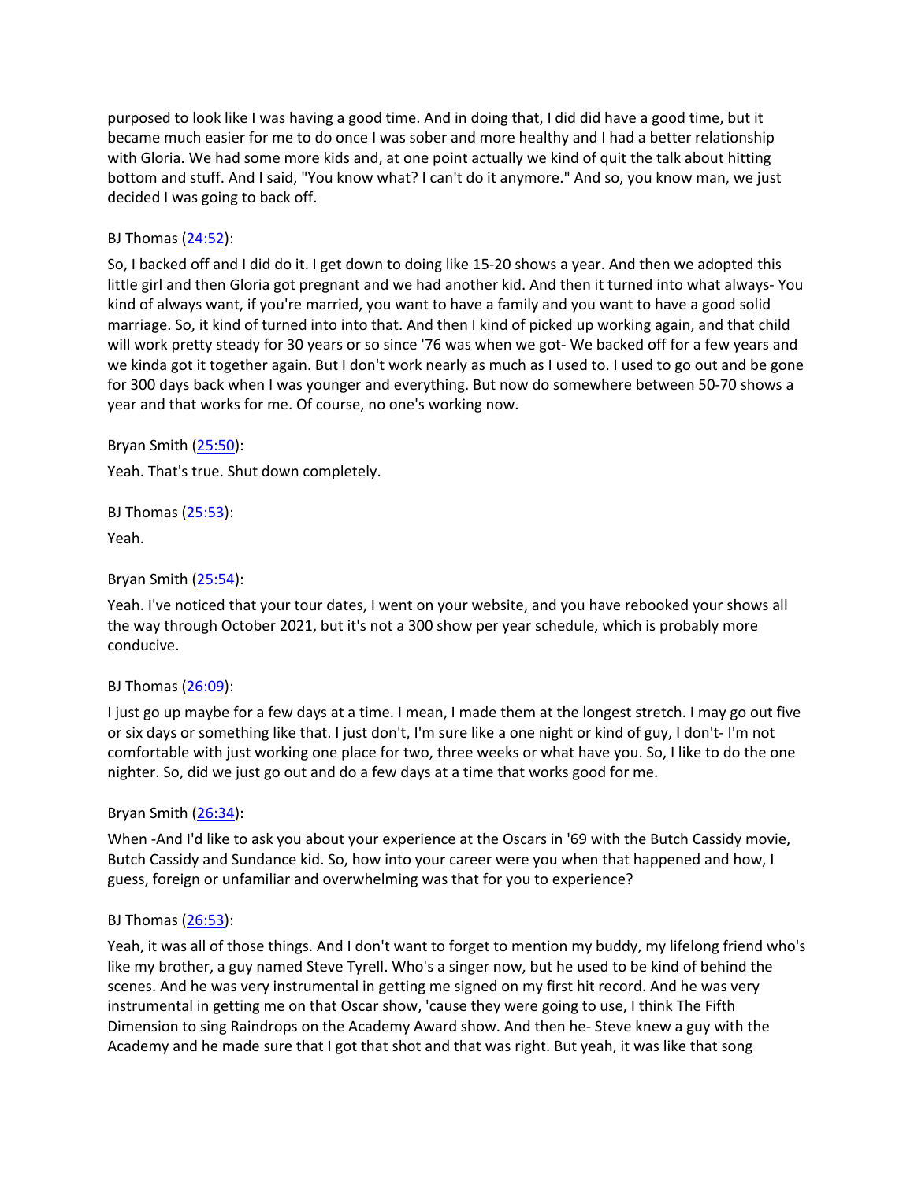purposed to look like I was having a good time. And in doing that, I did did have a good time, but it became much easier for me to do once I was sober and more healthy and I had a better relationship with Gloria. We had some more kids and, at one point actually we kind of quit the talk about hitting bottom and stuff. And I said, "You know what? I can't do it anymore." And so, you know man, we just decided I was going to back off.

BJ Thomas ([24:52]):

So, I backed off and I did do it. I get down to doing like 15-20 shows a year. And then we adopted this little girl and then Gloria got pregnant and we had another kid. And then it turned into what always- You kind of always want, if you're married, you want to have a family and you want to have a good solid marriage. So, it kind of turned into into that. And then I kind of picked up working again, and that child will work pretty steady for 30 years or so since '76 was when we got- We backed off for a few years and we kinda got it together again. But I don't work nearly as much as I used to. I used to go out and be gone for 300 days back when I was younger and everything. But now do somewhere between 50-70 shows a year and that works for me. Of course, no one's working now.

Bryan Smith ([25:50]):

Yeah. That's true. Shut down completely.

BJ Thomas ([25:53]):

Yeah.

Bryan Smith ([25:54]):

Yeah. I've noticed that your tour dates, I went on your website, and you have rebooked your shows all the way through October 2021, but it's not a 300 show per year schedule, which is probably more conducive.

BJ Thomas ([26:09]):

I just go up maybe for a few days at a time. I mean, I made them at the longest stretch. I may go out five or six days or something like that. I just don't, I'm sure like a one night or kind of guy, I don't- I'm not comfortable with just working one place for two, three weeks or what have you. So, I like to do the one nighter. So, did we just go out and do a few days at a time that works good for me.

Bryan Smith ([26:34]):

When -And I'd like to ask you about your experience at the Oscars in '69 with the Butch Cassidy movie, Butch Cassidy and Sundance kid. So, how into your career were you when that happened and how, I guess, foreign or unfamiliar and overwhelming was that for you to experience?

BJ Thomas ([26:53]):

Yeah, it was all of those things. And I don't want to forget to mention my buddy, my lifelong friend who's like my brother, a guy named Steve Tyrell. Who's a singer now, but he used to be kind of behind the scenes. And he was very instrumental in getting me signed on my first hit record. And he was very instrumental in getting me on that Oscar show, 'cause they were going to use, I think The Fifth Dimension to sing Raindrops on the Academy Award show. And then he- Steve knew a guy with the Academy and he made sure that I got that shot and that was right. But yeah, it was like that song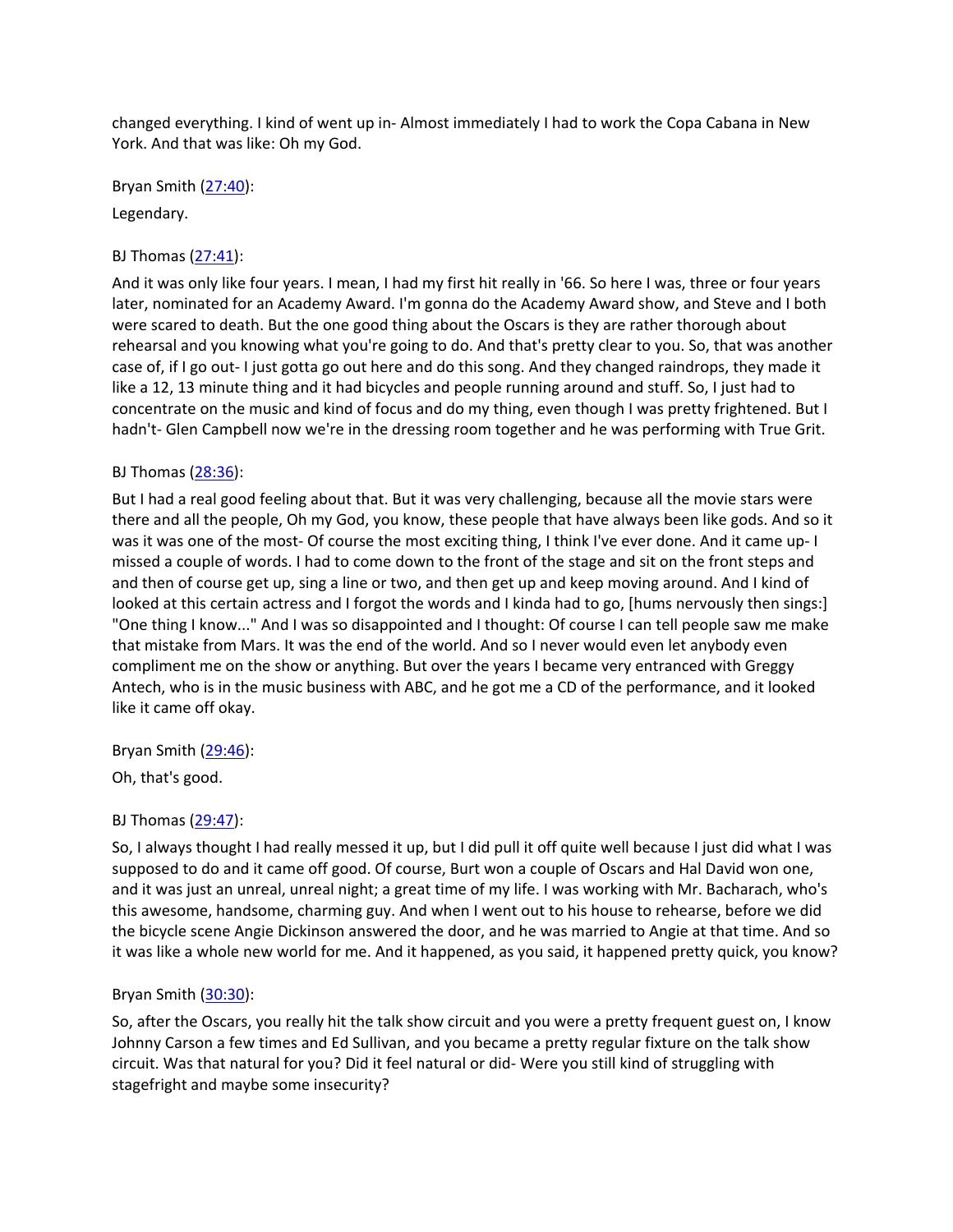changed everything. I kind of went up in- Almost immediately I had to work the Copa Cabana in New York. And that was like: Oh my God.

Bryan Smith ([27:40](#)):

Legendary.

BJ Thomas ([27:41](#)):

And it was only like four years. I mean, I had my first hit really in '66. So here I was, three or four years later, nominated for an Academy Award. I'm gonna do the Academy Award show, and Steve and I both were scared to death. But the one good thing about the Oscars is they are rather thorough about rehearsal and you knowing what you're going to do. And that's pretty clear to you. So, that was another case of, if I go out- I just gotta go out here and do this song. And they changed raindrops, they made it like a 12, 13 minute thing and it had bicycles and people running around and stuff. So, I just had to concentrate on the music and kind of focus and do my thing, even though I was pretty frightened. But I hadn't- Glen Campbell now we're in the dressing room together and he was performing with True Grit.

BJ Thomas ([28:36](#)):

But I had a real good feeling about that. But it was very challenging, because all the movie stars were there and all the people, Oh my God, you know, these people that have always been like gods. And so it was it was one of the most- Of course the most exciting thing, I think I've ever done. And it came up- I missed a couple of words. I had to come down to the front of the stage and sit on the front steps and and then of course get up, sing a line or two, and then get up and keep moving around. And I kind of looked at this certain actress and I forgot the words and I kinda had to go, [hums nervously then sings:] "One thing I know..." And I was so disappointed and I thought: Of course I can tell people saw me make that mistake from Mars. It was the end of the world. And so I never would even let anybody even compliment me on the show or anything. But over the years I became very entranced with Greggy Antech, who is in the music business with ABC, and he got me a CD of the performance, and it looked like it came off okay.

Bryan Smith ([29:46](#)):

Oh, that's good.

BJ Thomas ([29:47](#)):

So, I always thought I had really messed it up, but I did pull it off quite well because I just did what I was supposed to do and it came off good. Of course, Burt won a couple of Oscars and Hal David won one, and it was just an unreal, unreal night; a great time of my life. I was working with Mr. Bacharach, who's this awesome, handsome, charming guy. And when I went out to his house to rehearse, before we did the bicycle scene Angie Dickinson answered the door, and he was married to Angie at that time. And so it was like a whole new world for me. And it happened, as you said, it happened pretty quick, you know?

Bryan Smith ([30:30](#)):

So, after the Oscars, you really hit the talk show circuit and you were a pretty frequent guest on, I know Johnny Carson a few times and Ed Sullivan, and you became a pretty regular fixture on the talk show circuit. Was that natural for you? Did it feel natural or did- Were you still kind of struggling with stagefright and maybe some insecurity?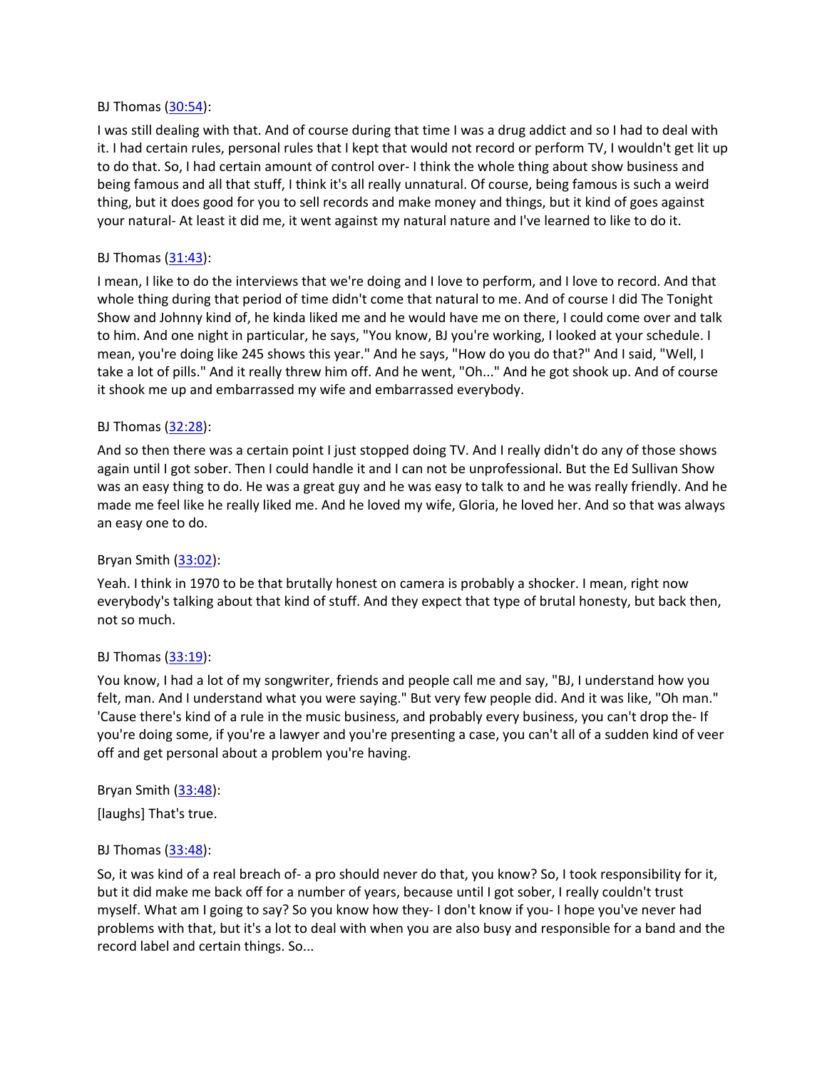BJ Thomas ([30:54]):

I was still dealing with that. And of course during that time I was a drug addict and so I had to deal with it. I had certain rules, personal rules that I kept that would not record or perform TV, I wouldn't get lit up to do that. So, I had certain amount of control over- I think the whole thing about show business and being famous and all that stuff, I think it's all really unnatural. Of course, being famous is such a weird thing, but it does good for you to sell records and make money and things, but it kind of goes against your natural- At least it did me, it went against my natural nature and I've learned to like to do it.

BJ Thomas ([31:43]):

I mean, I like to do the interviews that we're doing and I love to perform, and I love to record. And that whole thing during that period of time didn't come that natural to me. And of course I did The Tonight Show and Johnny kind of, he kinda liked me and he would have me on there, I could come over and talk to him. And one night in particular, he says, "You know, BJ you're working, I looked at your schedule. I mean, you're doing like 245 shows this year." And he says, "How do you do that?" And I said, "Well, I take a lot of pills." And it really threw him off. And he went, "Oh..." And he got shook up. And of course it shook me up and embarrassed my wife and embarrassed everybody.

BJ Thomas ([32:28]):

And so then there was a certain point I just stopped doing TV. And I really didn't do any of those shows again until I got sober. Then I could handle it and I can not be unprofessional. But the Ed Sullivan Show was an easy thing to do. He was a great guy and he was easy to talk to and he was really friendly. And he made me feel like he really liked me. And he loved my wife, Gloria, he loved her. And so that was always an easy one to do.

Bryan Smith ([33:02]):

Yeah. I think in 1970 to be that brutally honest on camera is probably a shocker. I mean, right now everybody's talking about that kind of stuff. And they expect that type of brutal honesty, but back then, not so much.

BJ Thomas ([33:19]):

You know, I had a lot of my songwriter, friends and people call me and say, "BJ, I understand how you felt, man. And I understand what you were saying." But very few people did. And it was like, "Oh man." 'Cause there's kind of a rule in the music business, and probably every business, you can't drop the- If you're doing some, if you're a lawyer and you're presenting a case, you can't all of a sudden kind of veer off and get personal about a problem you're having.

Bryan Smith ([33:48]):

[laughs] That's true.

BJ Thomas ([33:48]):

So, it was kind of a real breach of- a pro should never do that, you know? So, I took responsibility for it, but it did make me back off for a number of years, because until I got sober, I really couldn't trust myself. What am I going to say? So you know how they- I don't know if you- I hope you've never had problems with that, but it's a lot to deal with when you are also busy and responsible for a band and the record label and certain things. So...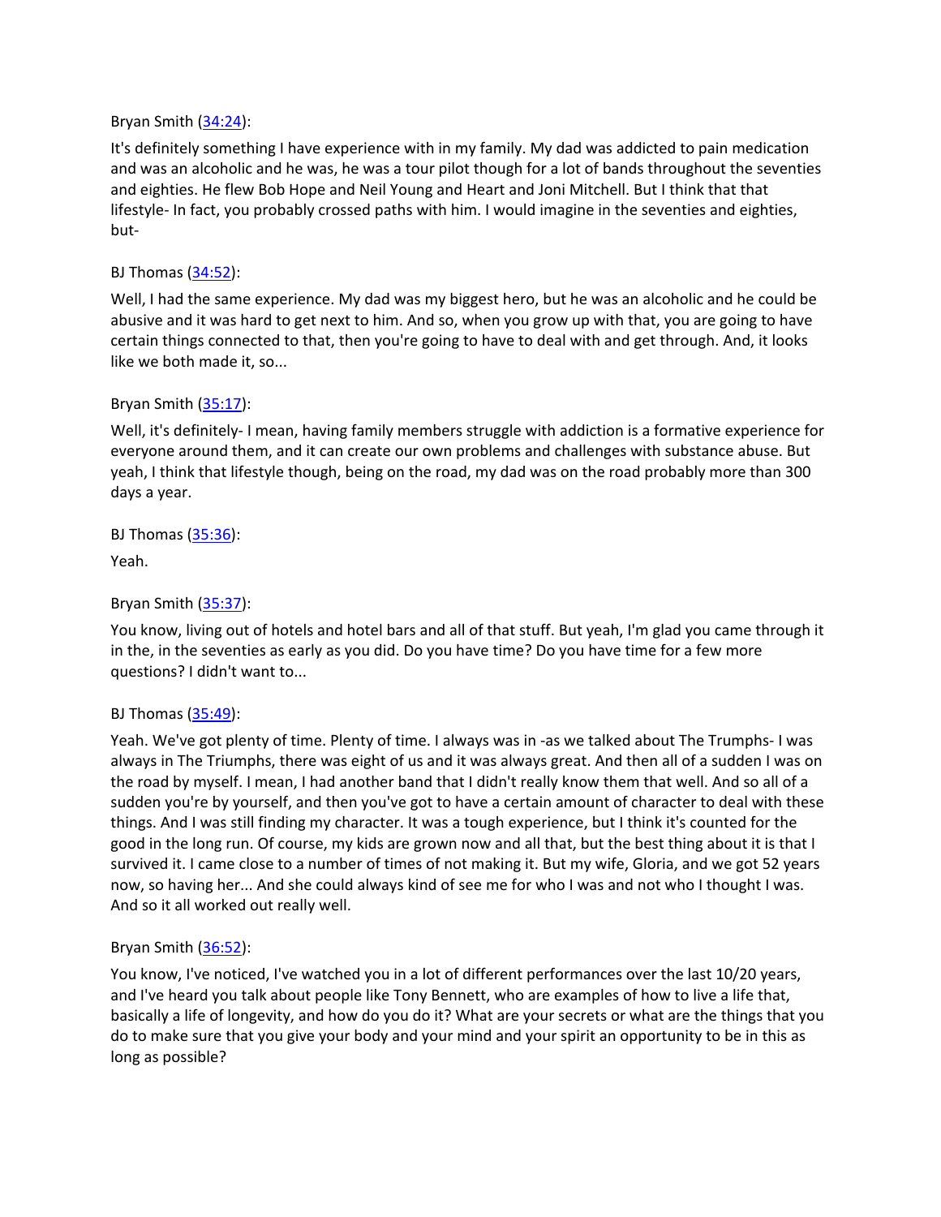Bryan Smith ([34:24]):

It's definitely something I have experience with in my family. My dad was addicted to pain medication and was an alcoholic and he was, he was a tour pilot though for a lot of bands throughout the seventies and eighties. He flew Bob Hope and Neil Young and Heart and Joni Mitchell. But I think that that lifestyle- In fact, you probably crossed paths with him. I would imagine in the seventies and eighties, but-

BJ Thomas ([34:52]):

Well, I had the same experience. My dad was my biggest hero, but he was an alcoholic and he could be abusive and it was hard to get next to him. And so, when you grow up with that, you are going to have certain things connected to that, then you're going to have to deal with and get through. And, it looks like we both made it, so...

Bryan Smith ([35:17]):

Well, it's definitely- I mean, having family members struggle with addiction is a formative experience for everyone around them, and it can create our own problems and challenges with substance abuse. But yeah, I think that lifestyle though, being on the road, my dad was on the road probably more than 300 days a year.

BJ Thomas ([35:36]):

Yeah.

Bryan Smith ([35:37]):

You know, living out of hotels and hotel bars and all of that stuff. But yeah, I'm glad you came through it in the, in the seventies as early as you did. Do you have time? Do you have time for a few more questions? I didn't want to...

BJ Thomas ([35:49]):

Yeah. We've got plenty of time. Plenty of time. I always was in -as we talked about The Trumphs- I was always in The Triumphs, there was eight of us and it was always great. And then all of a sudden I was on the road by myself. I mean, I had another band that I didn't really know them that well. And so all of a sudden you're by yourself, and then you've got to have a certain amount of character to deal with these things. And I was still finding my character. It was a tough experience, but I think it's counted for the good in the long run. Of course, my kids are grown now and all that, but the best thing about it is that I survived it. I came close to a number of times of not making it. But my wife, Gloria, and we got 52 years now, so having her... And she could always kind of see me for who I was and not who I thought I was. And so it all worked out really well.

Bryan Smith ([36:52]):

You know, I've noticed, I've watched you in a lot of different performances over the last 10/20 years, and I've heard you talk about people like Tony Bennett, who are examples of how to live a life that, basically a life of longevity, and how do you do it? What are your secrets or what are the things that you do to make sure that you give your body and your mind and your spirit an opportunity to be in this as long as possible?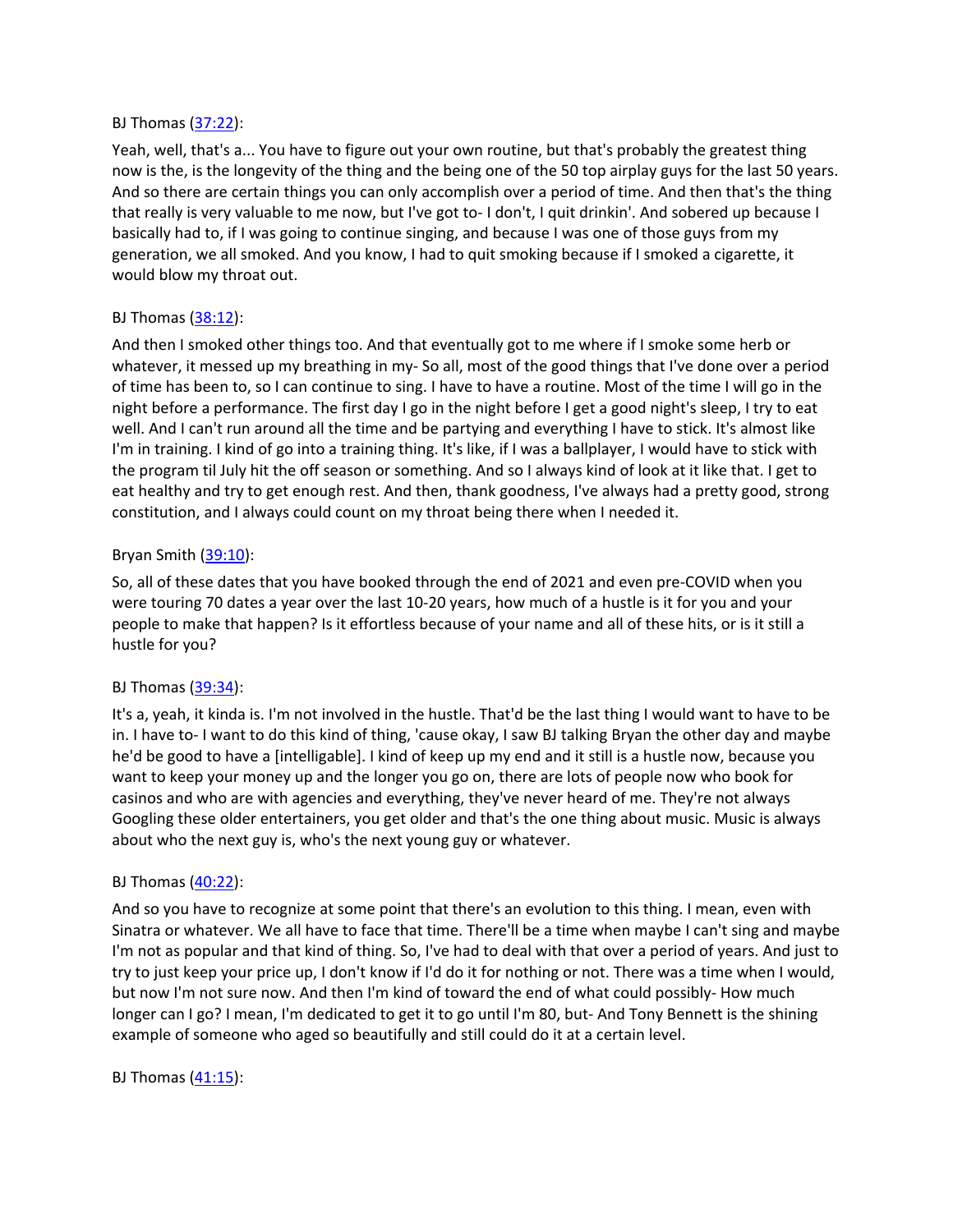BJ Thomas ([37:22](#)):

Yeah, well, that's a... You have to figure out your own routine, but that's probably the greatest thing now is the, is the longevity of the thing and the being one of the 50 top airplay guys for the last 50 years. And so there are certain things you can only accomplish over a period of time. And then that's the thing that really is very valuable to me now, but I've got to- I don't, I quit drinkin'. And sobered up because I basically had to, if I was going to continue singing, and because I was one of those guys from my generation, we all smoked. And you know, I had to quit smoking because if I smoked a cigarette, it would blow my throat out.

BJ Thomas ([38:12](#)):

And then I smoked other things too. And that eventually got to me where if I smoke some herb or whatever, it messed up my breathing in my- So all, most of the good things that I've done over a period of time has been to, so I can continue to sing. I have to have a routine. Most of the time I will go in the night before a performance. The first day I go in the night before I get a good night's sleep, I try to eat well. And I can't run around all the time and be partying and everything I have to stick. It's almost like I'm in training. I kind of go into a training thing. It's like, if I was a ballplayer, I would have to stick with the program til July hit the off season or something. And so I always kind of look at it like that. I get to eat healthy and try to get enough rest. And then, thank goodness, I've always had a pretty good, strong constitution, and I always could count on my throat being there when I needed it.

Bryan Smith ([39:10](#)):

So, all of these dates that you have booked through the end of 2021 and even pre-COVID when you were touring 70 dates a year over the last 10-20 years, how much of a hustle is it for you and your people to make that happen? Is it effortless because of your name and all of these hits, or is it still a hustle for you?

BJ Thomas ([39:34](#)):

It's a, yeah, it kinda is. I'm not involved in the hustle. That'd be the last thing I would want to have to be in. I have to- I want to do this kind of thing, 'cause okay, I saw BJ talking Bryan the other day and maybe he'd be good to have a [intelligable]. I kind of keep up my end and it still is a hustle now, because you want to keep your money up and the longer you go on, there are lots of people now who book for casinos and who are with agencies and everything, they've never heard of me. They're not always Googling these older entertainers, you get older and that's the one thing about music. Music is always about who the next guy is, who's the next young guy or whatever.

BJ Thomas ([40:22](#)):

And so you have to recognize at some point that there's an evolution to this thing. I mean, even with Sinatra or whatever. We all have to face that time. There'll be a time when maybe I can't sing and maybe I'm not as popular and that kind of thing. So, I've had to deal with that over a period of years. And just to try to just keep your price up, I don't know if I'd do it for nothing or not. There was a time when I would, but now I'm not sure now. And then I'm kind of toward the end of what could possibly- How much longer can I go? I mean, I'm dedicated to get it to go until I'm 80, but- And Tony Bennett is the shining example of someone who aged so beautifully and still could do it at a certain level.

BJ Thomas ([41:15](#)):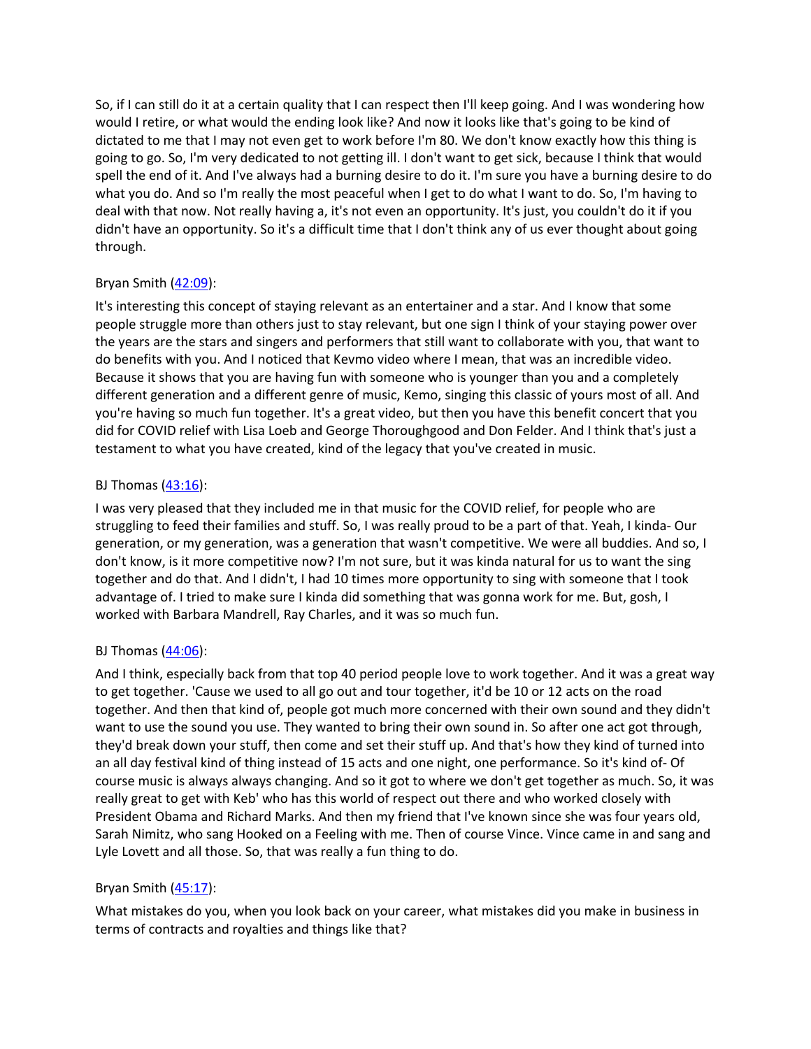So, if I can still do it at a certain quality that I can respect then I'll keep going. And I was wondering how would I retire, or what would the ending look like? And now it looks like that's going to be kind of dictated to me that I may not even get to work before I'm 80. We don't know exactly how this thing is going to go. So, I'm very dedicated to not getting ill. I don't want to get sick, because I think that would spell the end of it. And I've always had a burning desire to do it. I'm sure you have a burning desire to do what you do. And so I'm really the most peaceful when I get to do what I want to do. So, I'm having to deal with that now. Not really having a, it's not even an opportunity. It's just, you couldn't do it if you didn't have an opportunity. So it's a difficult time that I don't think any of us ever thought about going through.

Bryan Smith ([42:09]()):

It's interesting this concept of staying relevant as an entertainer and a star. And I know that some people struggle more than others just to stay relevant, but one sign I think of your staying power over the years are the stars and singers and performers that still want to collaborate with you, that want to do benefits with you. And I noticed that Kevmo video where I mean, that was an incredible video. Because it shows that you are having fun with someone who is younger than you and a completely different generation and a different genre of music, Kemo, singing this classic of yours most of all. And you're having so much fun together. It's a great video, but then you have this benefit concert that you did for COVID relief with Lisa Loeb and George Thoroughgood and Don Felder. And I think that's just a testament to what you have created, kind of the legacy that you've created in music.

BJ Thomas ([43:16]()):

I was very pleased that they included me in that music for the COVID relief, for people who are struggling to feed their families and stuff. So, I was really proud to be a part of that. Yeah, I kinda- Our generation, or my generation, was a generation that wasn't competitive. We were all buddies. And so, I don't know, is it more competitive now? I'm not sure, but it was kinda natural for us to want the sing together and do that. And I didn't, I had 10 times more opportunity to sing with someone that I took advantage of. I tried to make sure I kinda did something that was gonna work for me. But, gosh, I worked with Barbara Mandrell, Ray Charles, and it was so much fun.

BJ Thomas ([44:06]()):

And I think, especially back from that top 40 period people love to work together. And it was a great way to get together. 'Cause we used to all go out and tour together, it'd be 10 or 12 acts on the road together. And then that kind of, people got much more concerned with their own sound and they didn't want to use the sound you use. They wanted to bring their own sound in. So after one act got through, they'd break down your stuff, then come and set their stuff up. And that's how they kind of turned into an all day festival kind of thing instead of 15 acts and one night, one performance. So it's kind of- Of course music is always always changing. And so it got to where we don't get together as much. So, it was really great to get with Keb' who has this world of respect out there and who worked closely with President Obama and Richard Marks. And then my friend that I've known since she was four years old, Sarah Nimitz, who sang Hooked on a Feeling with me. Then of course Vince. Vince came in and sang and Lyle Lovett and all those. So, that was really a fun thing to do.

Bryan Smith ([45:17]()):

What mistakes do you, when you look back on your career, what mistakes did you make in business in terms of contracts and royalties and things like that?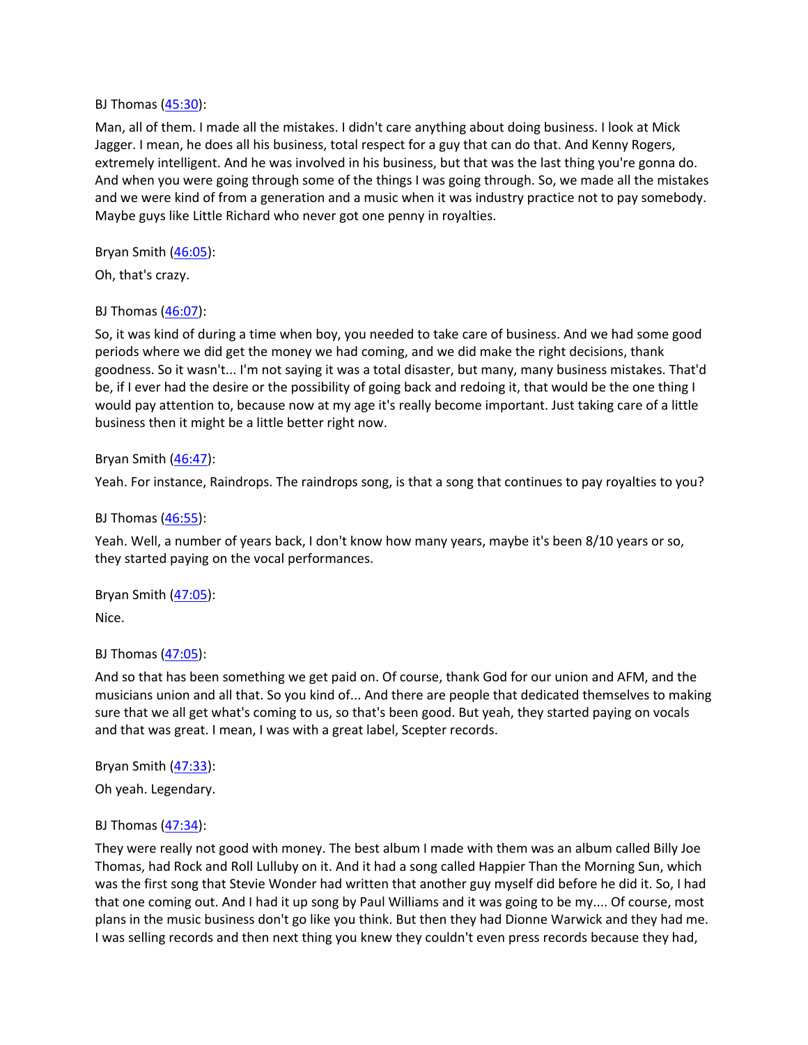BJ Thomas ([45:30]):

Man, all of them. I made all the mistakes. I didn't care anything about doing business. I look at Mick Jagger. I mean, he does all his business, total respect for a guy that can do that. And Kenny Rogers, extremely intelligent. And he was involved in his business, but that was the last thing you're gonna do. And when you were going through some of the things I was going through. So, we made all the mistakes and we were kind of from a generation and a music when it was industry practice not to pay somebody. Maybe guys like Little Richard who never got one penny in royalties.

Bryan Smith ([46:05]):

Oh, that's crazy.

BJ Thomas ([46:07]):

So, it was kind of during a time when boy, you needed to take care of business. And we had some good periods where we did get the money we had coming, and we did make the right decisions, thank goodness. So it wasn't... I'm not saying it was a total disaster, but many, many business mistakes. That'd be, if I ever had the desire or the possibility of going back and redoing it, that would be the one thing I would pay attention to, because now at my age it's really become important. Just taking care of a little business then it might be a little better right now.

Bryan Smith ([46:47]):

Yeah. For instance, Raindrops. The raindrops song, is that a song that continues to pay royalties to you?

BJ Thomas ([46:55]):

Yeah. Well, a number of years back, I don't know how many years, maybe it's been 8/10 years or so, they started paying on the vocal performances.

Bryan Smith ([47:05]):

Nice.

BJ Thomas ([47:05]):

And so that has been something we get paid on. Of course, thank God for our union and AFM, and the musicians union and all that. So you kind of... And there are people that dedicated themselves to making sure that we all get what's coming to us, so that's been good. But yeah, they started paying on vocals and that was great. I mean, I was with a great label, Scepter records.

Bryan Smith ([47:33]):

Oh yeah. Legendary.

BJ Thomas ([47:34]):

They were really not good with money. The best album I made with them was an album called Billy Joe Thomas, had Rock and Roll Lulluby on it. And it had a song called Happier Than the Morning Sun, which was the first song that Stevie Wonder had written that another guy myself did before he did it. So, I had that one coming out. And I had it up song by Paul Williams and it was going to be my.... Of course, most plans in the music business don't go like you think. But then they had Dionne Warwick and they had me. I was selling records and then next thing you knew they couldn't even press records because they had,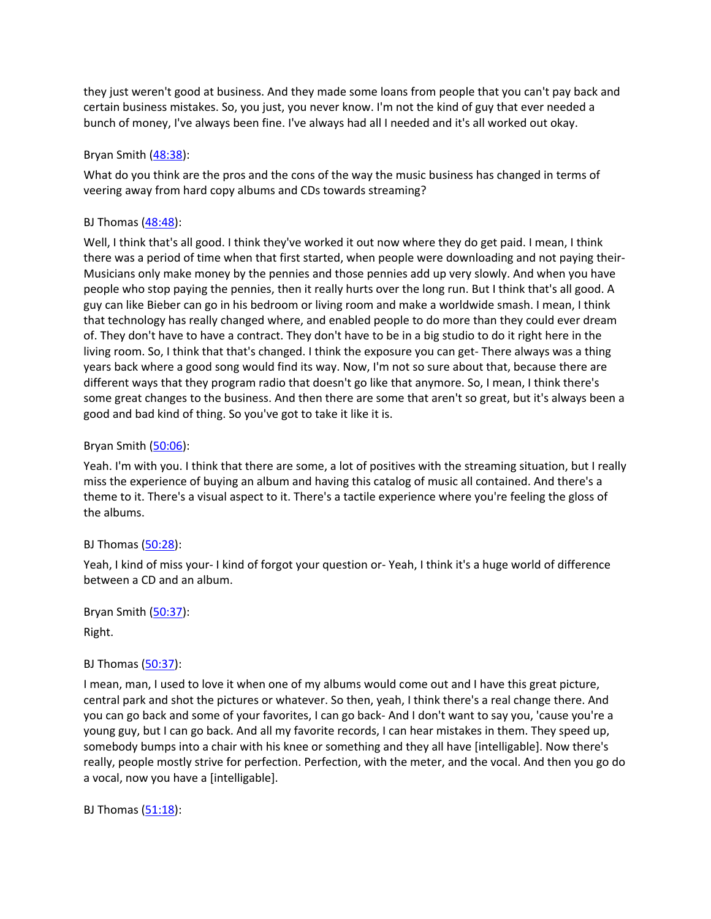they just weren't good at business. And they made some loans from people that you can't pay back and certain business mistakes. So, you just, you never know. I'm not the kind of guy that ever needed a bunch of money, I've always been fine. I've always had all I needed and it's all worked out okay.

Bryan Smith (48:38):

What do you think are the pros and the cons of the way the music business has changed in terms of veering away from hard copy albums and CDs towards streaming?

BJ Thomas (48:48):

Well, I think that's all good. I think they've worked it out now where they do get paid. I mean, I think there was a period of time when that first started, when people were downloading and not paying their- Musicians only make money by the pennies and those pennies add up very slowly. And when you have people who stop paying the pennies, then it really hurts over the long run. But I think that's all good. A guy can like Bieber can go in his bedroom or living room and make a worldwide smash. I mean, I think that technology has really changed where, and enabled people to do more than they could ever dream of. They don't have to have a contract. They don't have to be in a big studio to do it right here in the living room. So, I think that that's changed. I think the exposure you can get- There always was a thing years back where a good song would find its way. Now, I'm not so sure about that, because there are different ways that they program radio that doesn't go like that anymore. So, I mean, I think there's some great changes to the business. And then there are some that aren't so great, but it's always been a good and bad kind of thing. So you've got to take it like it is.

Bryan Smith (50:06):

Yeah. I'm with you. I think that there are some, a lot of positives with the streaming situation, but I really miss the experience of buying an album and having this catalog of music all contained. And there's a theme to it. There's a visual aspect to it. There's a tactile experience where you're feeling the gloss of the albums.

BJ Thomas (50:28):

Yeah, I kind of miss your- I kind of forgot your question or- Yeah, I think it's a huge world of difference between a CD and an album.

Bryan Smith (50:37):

Right.

BJ Thomas (50:37):

I mean, man, I used to love it when one of my albums would come out and I have this great picture, central park and shot the pictures or whatever. So then, yeah, I think there's a real change there. And you can go back and some of your favorites, I can go back- And I don't want to say you, 'cause you're a young guy, but I can go back. And all my favorite records, I can hear mistakes in them. They speed up, somebody bumps into a chair with his knee or something and they all have [intelligable]. Now there's really, people mostly strive for perfection. Perfection, with the meter, and the vocal. And then you go do a vocal, now you have a [intelligable].

BJ Thomas (51:18):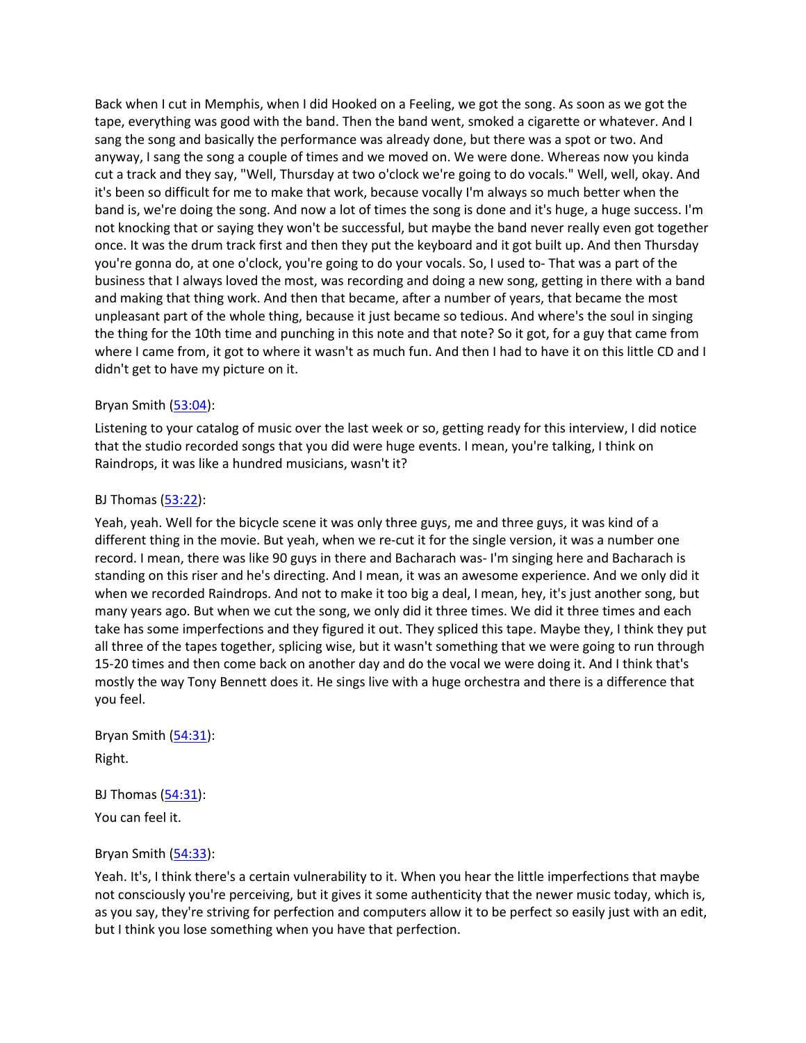Back when I cut in Memphis, when I did Hooked on a Feeling, we got the song. As soon as we got the tape, everything was good with the band. Then the band went, smoked a cigarette or whatever. And I sang the song and basically the performance was already done, but there was a spot or two. And anyway, I sang the song a couple of times and we moved on. We were done. Whereas now you kinda cut a track and they say, "Well, Thursday at two o'clock we're going to do vocals." Well, well, okay. And it's been so difficult for me to make that work, because vocally I'm always so much better when the band is, we're doing the song. And now a lot of times the song is done and it's huge, a huge success. I'm not knocking that or saying they won't be successful, but maybe the band never really even got together once. It was the drum track first and then they put the keyboard and it got built up. And then Thursday you're gonna do, at one o'clock, you're going to do your vocals. So, I used to- That was a part of the business that I always loved the most, was recording and doing a new song, getting in there with a band and making that thing work. And then that became, after a number of years, that became the most unpleasant part of the whole thing, because it just became so tedious. And where's the soul in singing the thing for the 10th time and punching in this note and that note? So it got, for a guy that came from where I came from, it got to where it wasn't as much fun. And then I had to have it on this little CD and I didn't get to have my picture on it.

Bryan Smith (53:04):

Listening to your catalog of music over the last week or so, getting ready for this interview, I did notice that the studio recorded songs that you did were huge events. I mean, you're talking, I think on Raindrops, it was like a hundred musicians, wasn't it?

BJ Thomas (53:22):

Yeah, yeah. Well for the bicycle scene it was only three guys, me and three guys, it was kind of a different thing in the movie. But yeah, when we re-cut it for the single version, it was a number one record. I mean, there was like 90 guys in there and Bacharach was- I'm singing here and Bacharach is standing on this riser and he's directing. And I mean, it was an awesome experience. And we only did it when we recorded Raindrops. And not to make it too big a deal, I mean, hey, it's just another song, but many years ago. But when we cut the song, we only did it three times. We did it three times and each take has some imperfections and they figured it out. They spliced this tape. Maybe they, I think they put all three of the tapes together, splicing wise, but it wasn't something that we were going to run through 15-20 times and then come back on another day and do the vocal we were doing it. And I think that's mostly the way Tony Bennett does it. He sings live with a huge orchestra and there is a difference that you feel.

Bryan Smith (54:31):

Right.

BJ Thomas (54:31):

You can feel it.

Bryan Smith (54:33):

Yeah. It's, I think there's a certain vulnerability to it. When you hear the little imperfections that maybe not consciously you're perceiving, but it gives it some authenticity that the newer music today, which is, as you say, they're striving for perfection and computers allow it to be perfect so easily just with an edit, but I think you lose something when you have that perfection.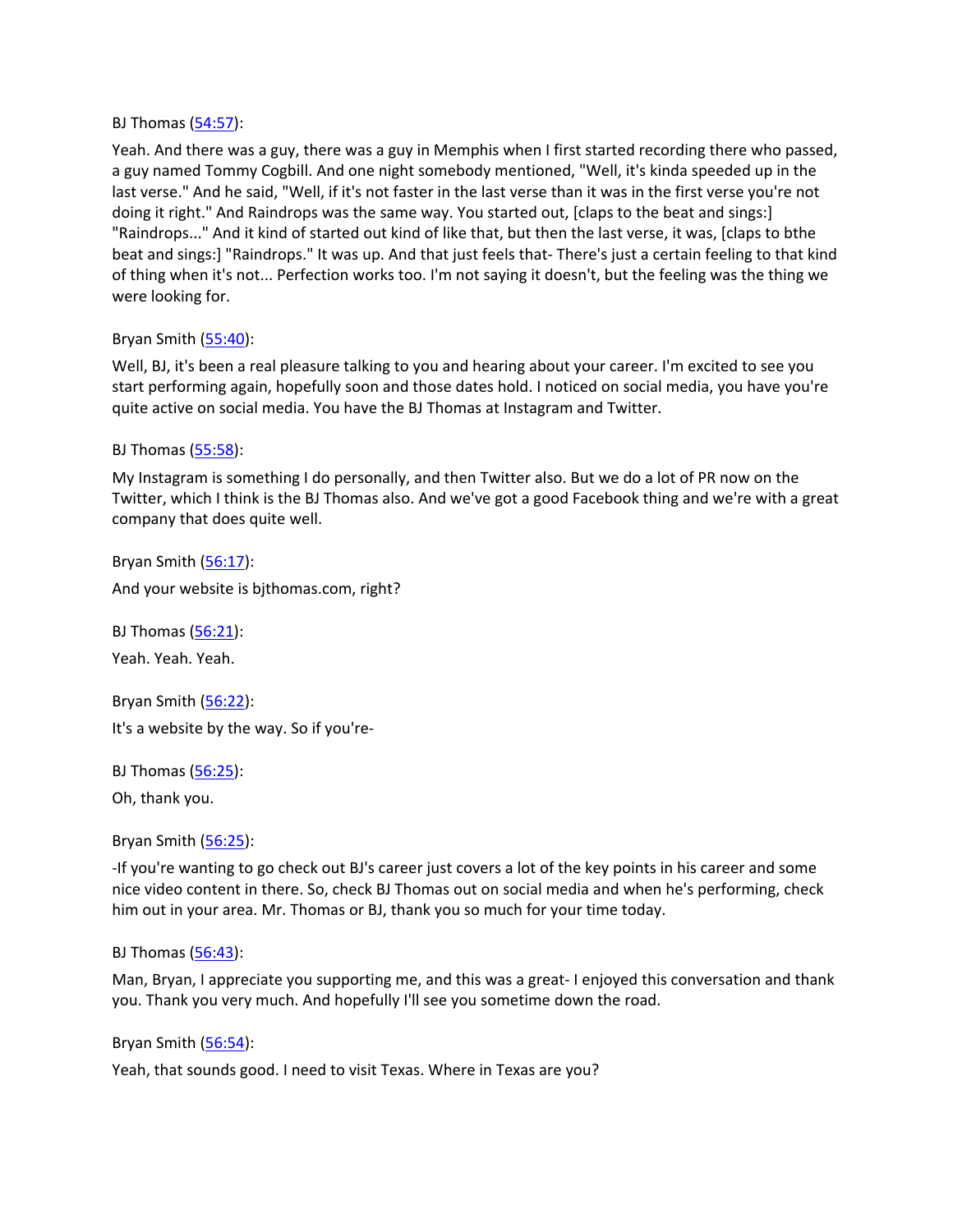BJ Thomas ([54:57](#)):

Yeah. And there was a guy, there was a guy in Memphis when I first started recording there who passed, a guy named Tommy Cogbill. And one night somebody mentioned, "Well, it's kinda speeded up in the last verse." And he said, "Well, if it's not faster in the last verse than it was in the first verse you're not doing it right." And Raindrops was the same way. You started out, [claps to the beat and sings:] "Raindrops..." And it kind of started out kind of like that, but then the last verse, it was, [claps to bthe beat and sings:] "Raindrops." It was up. And that just feels that- There's just a certain feeling to that kind of thing when it's not... Perfection works too. I'm not saying it doesn't, but the feeling was the thing we were looking for.

Bryan Smith ([55:40](#)):

Well, BJ, it's been a real pleasure talking to you and hearing about your career. I'm excited to see you start performing again, hopefully soon and those dates hold. I noticed on social media, you have you're quite active on social media. You have the BJ Thomas at Instagram and Twitter.

BJ Thomas ([55:58](#)):

My Instagram is something I do personally, and then Twitter also. But we do a lot of PR now on the Twitter, which I think is the BJ Thomas also. And we've got a good Facebook thing and we're with a great company that does quite well.

Bryan Smith ([56:17](#)):

And your website is bjthomas.com, right?

BJ Thomas ([56:21](#)):

Yeah. Yeah. Yeah.

Bryan Smith ([56:22](#)):

It's a website by the way. So if you're-

BJ Thomas ([56:25](#)):

Oh, thank you.

Bryan Smith ([56:25](#)):

-If you're wanting to go check out BJ's career just covers a lot of the key points in his career and some nice video content in there. So, check BJ Thomas out on social media and when he's performing, check him out in your area. Mr. Thomas or BJ, thank you so much for your time today.

BJ Thomas ([56:43](#)):

Man, Bryan, I appreciate you supporting me, and this was a great- I enjoyed this conversation and thank you. Thank you very much. And hopefully I'll see you sometime down the road.

Bryan Smith ([56:54](#)):

Yeah, that sounds good. I need to visit Texas. Where in Texas are you?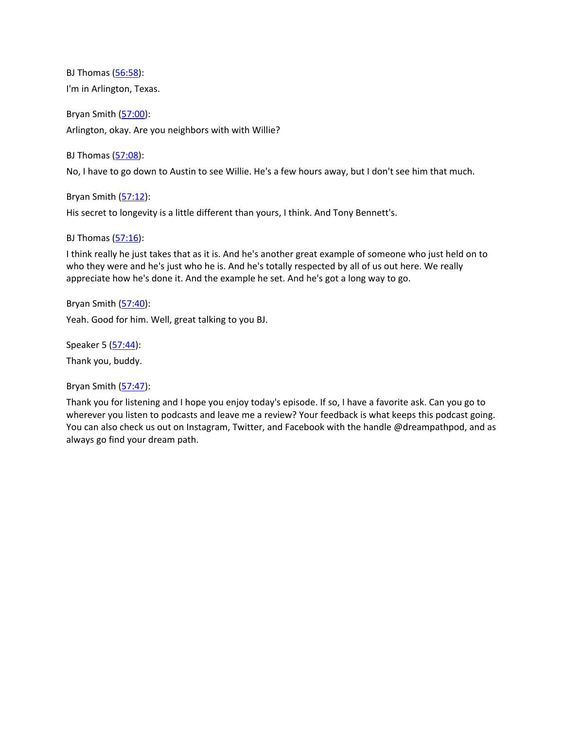BJ Thomas (56:58):

I'm in Arlington, Texas.

Bryan Smith (57:00):

Arlington, okay. Are you neighbors with with Willie?

BJ Thomas (57:08):

No, I have to go down to Austin to see Willie. He's a few hours away, but I don't see him that much.

Bryan Smith (57:12):

His secret to longevity is a little different than yours, I think. And Tony Bennett's.

BJ Thomas (57:16):

I think really he just takes that as it is. And he's another great example of someone who just held on to who they were and he's just who he is. And he's totally respected by all of us out here. We really appreciate how he's done it. And the example he set. And he's got a long way to go.

Bryan Smith (57:40):

Yeah. Good for him. Well, great talking to you BJ.

Speaker 5 (57:44):

Thank you, buddy.

Bryan Smith (57:47):

Thank you for listening and I hope you enjoy today's episode. If so, I have a favorite ask. Can you go to wherever you listen to podcasts and leave me a review? Your feedback is what keeps this podcast going. You can also check us out on Instagram, Twitter, and Facebook with the handle @dreampathpod, and as always go find your dream path.